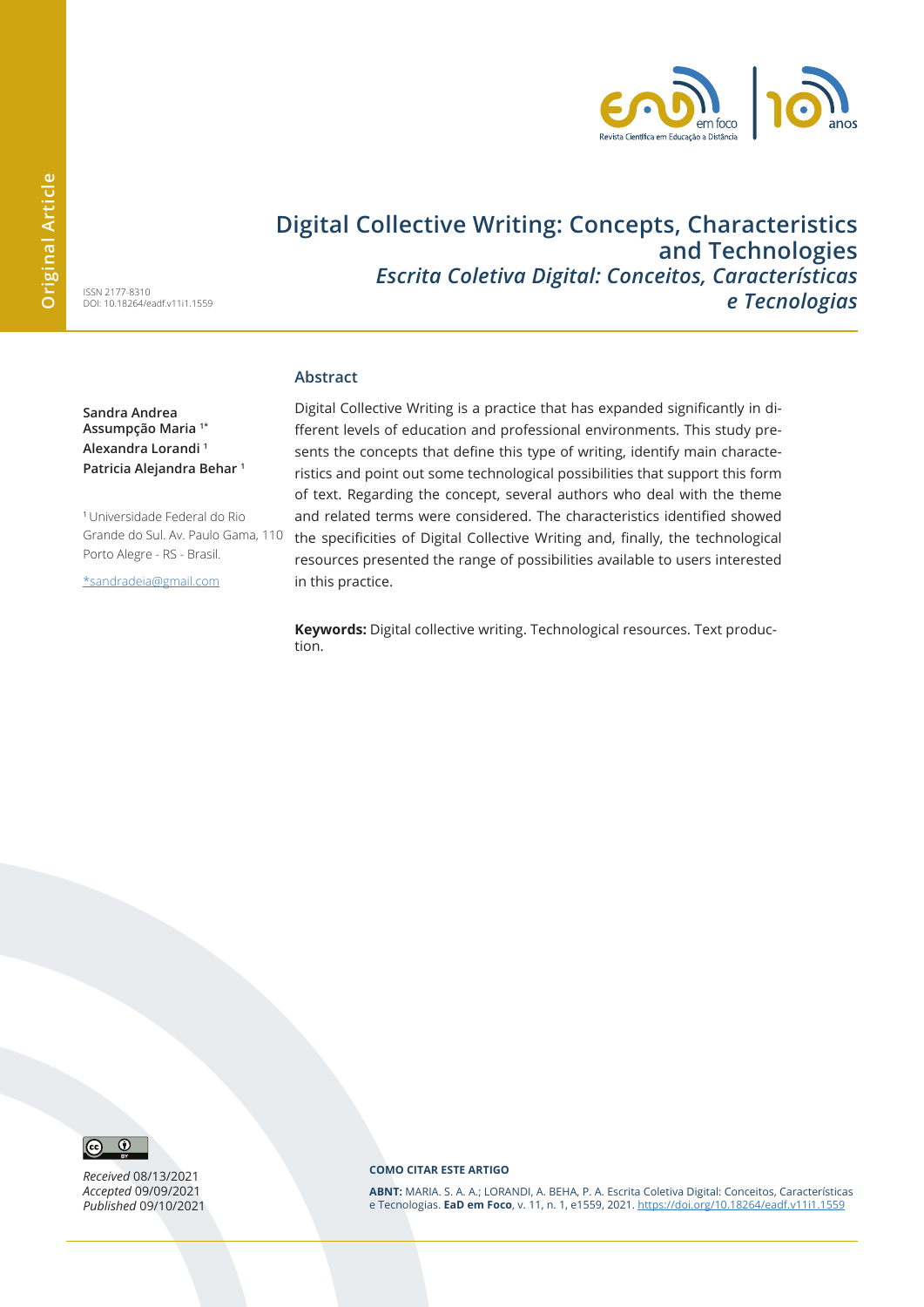Original Article

# Digital Collective Writing: Concepts, Characteristics and Technologies

## *Escrita Coletiva Digital: Conceitos, Características e Tecnologias*

ISSN 2177-8310
DOI: 10.18264/eadf.v11i1.1559

**Sandra Andrea Assumpção Maria** [1*]
**Alexandra Lorandi** [1]
**Patricia Alejandra Behar** [1]

[1] Universidade Federal do Rio Grande do Sul. Av. Paulo Gama, 110 Porto Alegre - RS - Brasil.

*sandradeia@gmail.com

### Abstract

Digital Collective Writing is a practice that has expanded significantly in different levels of education and professional environments. This study presents the concepts that define this type of writing, identify main characteristics and point out some technological possibilities that support this form of text. Regarding the concept, several authors who deal with the theme and related terms were considered. The characteristics identified showed the specificities of Digital Collective Writing and, finally, the technological resources presented the range of possibilities available to users interested in this practice.

**Keywords:** Digital collective writing. Technological resources. Text production.

*Received* 08/13/2021
*Accepted* 09/09/2021
*Published* 09/10/2021

**COMO CITAR ESTE ARTIGO**

**ABNT:** MARIA. S. A. A.; LORANDI, A. BEHA, P. A. Escrita Coletiva Digital: Conceitos, Características e Tecnologias. **EaD em Foco**, v. 11, n. 1, e1559, 2021. https://doi.org/10.18264/eadf.v11i1.1559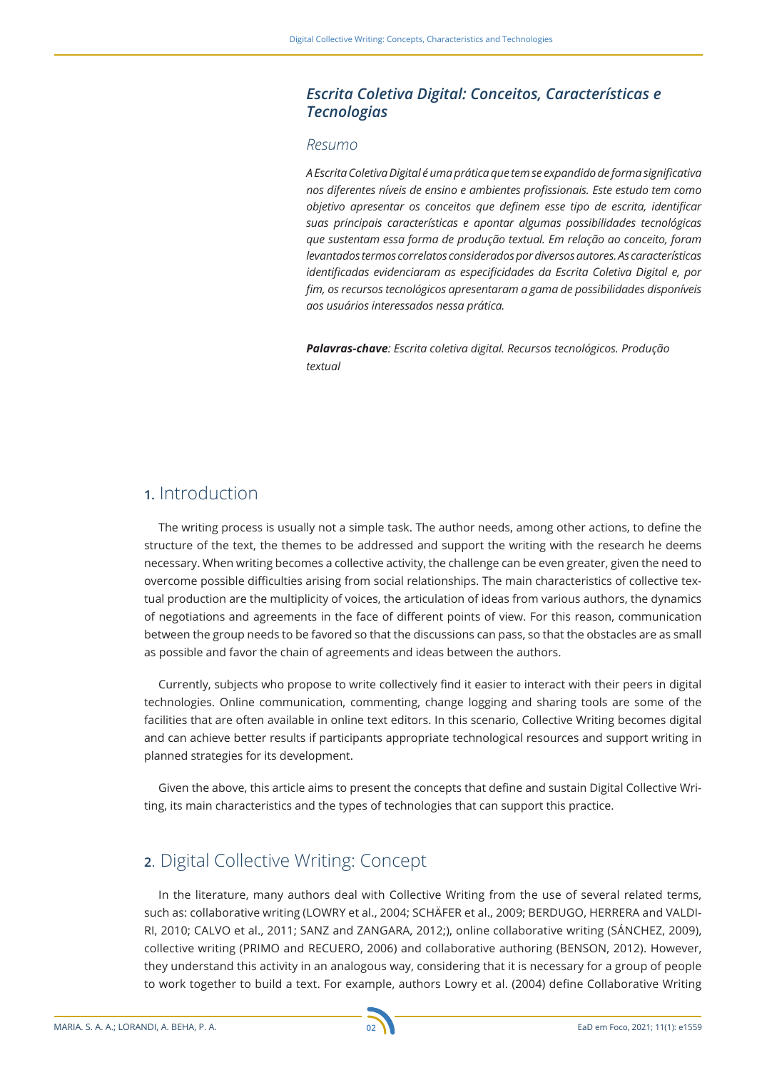## *Escrita Coletiva Digital: Conceitos, Características e Tecnologias*

### *Resumo*

*A Escrita Coletiva Digital é uma prática que tem se expandido de forma significativa nos diferentes níveis de ensino e ambientes profissionais. Este estudo tem como objetivo apresentar os conceitos que definem esse tipo de escrita, identificar suas principais características e apontar algumas possibilidades tecnológicas que sustentam essa forma de produção textual. Em relação ao conceito, foram levantados termos correlatos considerados por diversos autores. As características identificadas evidenciaram as especificidades da Escrita Coletiva Digital e, por fim, os recursos tecnológicos apresentaram a gama de possibilidades disponíveis aos usuários interessados nessa prática.*

***Palavras-chave**: Escrita coletiva digital. Recursos tecnológicos. Produção textual*

## 1. Introduction

The writing process is usually not a simple task. The author needs, among other actions, to define the structure of the text, the themes to be addressed and support the writing with the research he deems necessary. When writing becomes a collective activity, the challenge can be even greater, given the need to overcome possible difficulties arising from social relationships. The main characteristics of collective textual production are the multiplicity of voices, the articulation of ideas from various authors, the dynamics of negotiations and agreements in the face of different points of view. For this reason, communication between the group needs to be favored so that the discussions can pass, so that the obstacles are as small as possible and favor the chain of agreements and ideas between the authors.

Currently, subjects who propose to write collectively find it easier to interact with their peers in digital technologies. Online communication, commenting, change logging and sharing tools are some of the facilities that are often available in online text editors. In this scenario, Collective Writing becomes digital and can achieve better results if participants appropriate technological resources and support writing in planned strategies for its development.

Given the above, this article aims to present the concepts that define and sustain Digital Collective Writing, its main characteristics and the types of technologies that can support this practice.

## 2. Digital Collective Writing: Concept

In the literature, many authors deal with Collective Writing from the use of several related terms, such as: collaborative writing (LOWRY et al., 2004; SCHÄFER et al., 2009; BERDUGO, HERRERA and VALDIRI, 2010; CALVO et al., 2011; SANZ and ZANGARA, 2012;), online collaborative writing (SÁNCHEZ, 2009), collective writing (PRIMO and RECUERO, 2006) and collaborative authoring (BENSON, 2012). However, they understand this activity in an analogous way, considering that it is necessary for a group of people to work together to build a text. For example, authors Lowry et al. (2004) define Collaborative Writing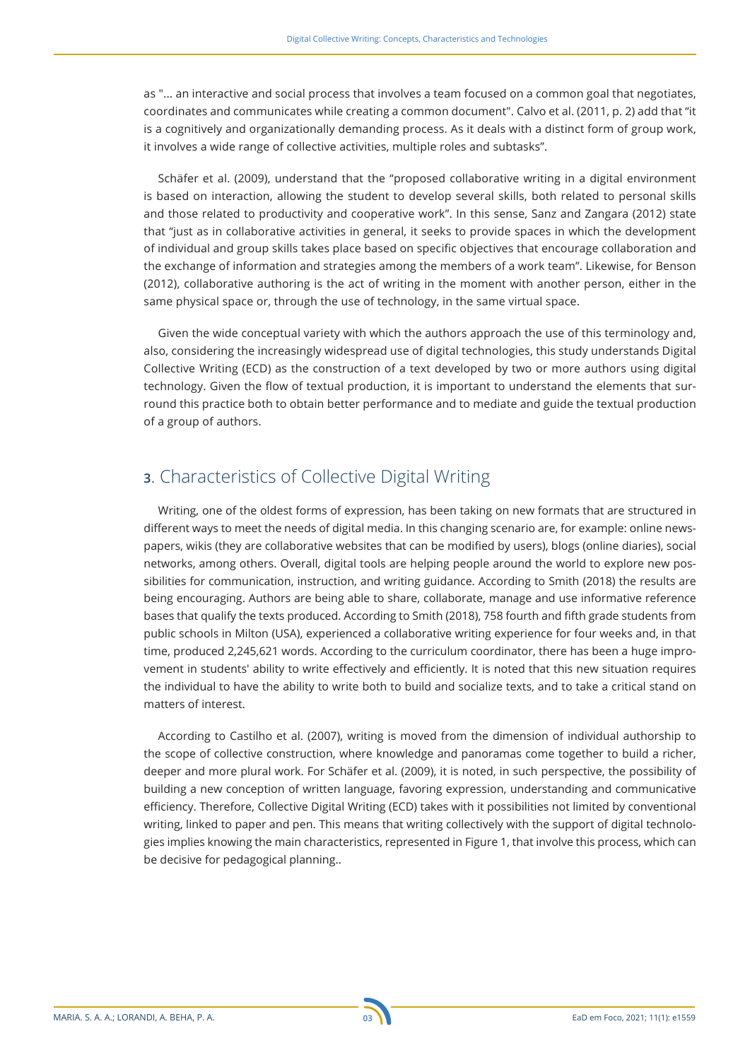as "... an interactive and social process that involves a team focused on a common goal that negotiates, coordinates and communicates while creating a common document". Calvo et al. (2011, p. 2) add that "it is a cognitively and organizationally demanding process. As it deals with a distinct form of group work, it involves a wide range of collective activities, multiple roles and subtasks".

Schäfer et al. (2009), understand that the "proposed collaborative writing in a digital environment is based on interaction, allowing the student to develop several skills, both related to personal skills and those related to productivity and cooperative work". In this sense, Sanz and Zangara (2012) state that "just as in collaborative activities in general, it seeks to provide spaces in which the development of individual and group skills takes place based on specific objectives that encourage collaboration and the exchange of information and strategies among the members of a work team". Likewise, for Benson (2012), collaborative authoring is the act of writing in the moment with another person, either in the same physical space or, through the use of technology, in the same virtual space.

Given the wide conceptual variety with which the authors approach the use of this terminology and, also, considering the increasingly widespread use of digital technologies, this study understands Digital Collective Writing (ECD) as the construction of a text developed by two or more authors using digital technology. Given the flow of textual production, it is important to understand the elements that surround this practice both to obtain better performance and to mediate and guide the textual production of a group of authors.

## 3. Characteristics of Collective Digital Writing

Writing, one of the oldest forms of expression, has been taking on new formats that are structured in different ways to meet the needs of digital media. In this changing scenario are, for example: online newspapers, wikis (they are collaborative websites that can be modified by users), blogs (online diaries), social networks, among others. Overall, digital tools are helping people around the world to explore new possibilities for communication, instruction, and writing guidance. According to Smith (2018) the results are being encouraging. Authors are being able to share, collaborate, manage and use informative reference bases that qualify the texts produced. According to Smith (2018), 758 fourth and fifth grade students from public schools in Milton (USA), experienced a collaborative writing experience for four weeks and, in that time, produced 2,245,621 words. According to the curriculum coordinator, there has been a huge improvement in students' ability to write effectively and efficiently. It is noted that this new situation requires the individual to have the ability to write both to build and socialize texts, and to take a critical stand on matters of interest.

According to Castilho et al. (2007), writing is moved from the dimension of individual authorship to the scope of collective construction, where knowledge and panoramas come together to build a richer, deeper and more plural work. For Schäfer et al. (2009), it is noted, in such perspective, the possibility of building a new conception of written language, favoring expression, understanding and communicative efficiency. Therefore, Collective Digital Writing (ECD) takes with it possibilities not limited by conventional writing, linked to paper and pen. This means that writing collectively with the support of digital technologies implies knowing the main characteristics, represented in Figure 1, that involve this process, which can be decisive for pedagogical planning..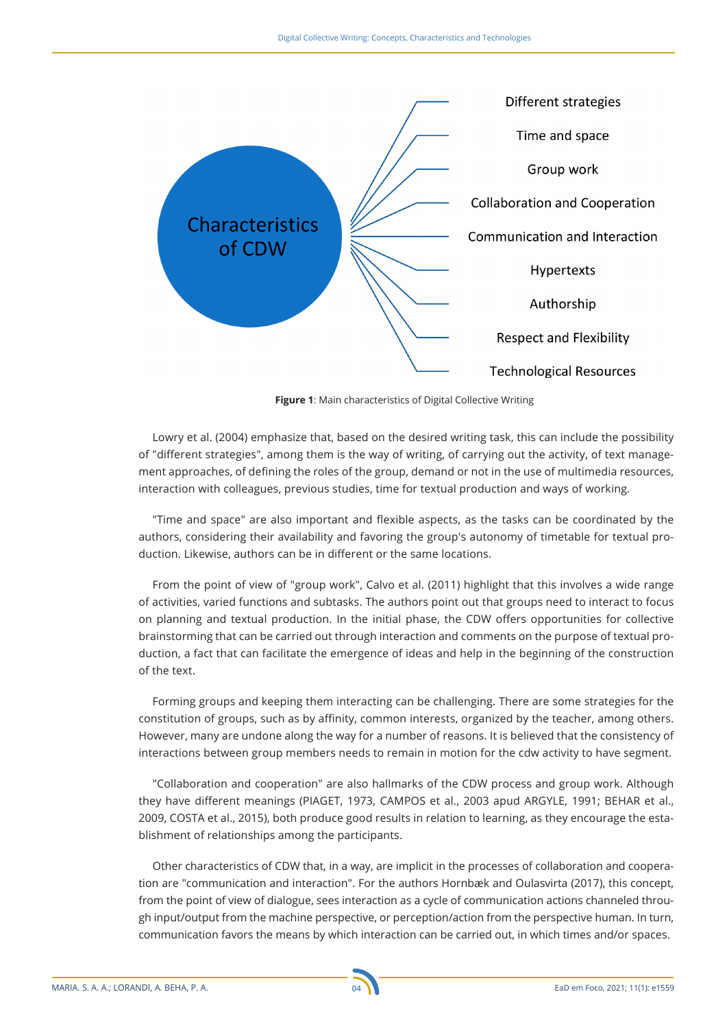Characteristics of CDW

- Different strategies
- Time and space
- Group work
- Collaboration and Cooperation
- Communication and Interaction
- Hypertexts
- Authorship
- Respect and Flexibility
- Technological Resources

**Figure 1**: Main characteristics of Digital Collective Writing

Lowry et al. (2004) emphasize that, based on the desired writing task, this can include the possibility of "different strategies", among them is the way of writing, of carrying out the activity, of text management approaches, of defining the roles of the group, demand or not in the use of multimedia resources, interaction with colleagues, previous studies, time for textual production and ways of working.

"Time and space" are also important and flexible aspects, as the tasks can be coordinated by the authors, considering their availability and favoring the group's autonomy of timetable for textual production. Likewise, authors can be in different or the same locations.

From the point of view of "group work", Calvo et al. (2011) highlight that this involves a wide range of activities, varied functions and subtasks. The authors point out that groups need to interact to focus on planning and textual production. In the initial phase, the CDW offers opportunities for collective brainstorming that can be carried out through interaction and comments on the purpose of textual production, a fact that can facilitate the emergence of ideas and help in the beginning of the construction of the text.

Forming groups and keeping them interacting can be challenging. There are some strategies for the constitution of groups, such as by affinity, common interests, organized by the teacher, among others. However, many are undone along the way for a number of reasons. It is believed that the consistency of interactions between group members needs to remain in motion for the cdw activity to have segment.

"Collaboration and cooperation" are also hallmarks of the CDW process and group work. Although they have different meanings (PIAGET, 1973, CAMPOS et al., 2003 apud ARGYLE, 1991; BEHAR et al., 2009, COSTA et al., 2015), both produce good results in relation to learning, as they encourage the establishment of relationships among the participants.

Other characteristics of CDW that, in a way, are implicit in the processes of collaboration and cooperation are "communication and interaction". For the authors Hornbæk and Oulasvirta (2017), this concept, from the point of view of dialogue, sees interaction as a cycle of communication actions channeled through input/output from the machine perspective, or perception/action from the perspective human. In turn, communication favors the means by which interaction can be carried out, in which times and/or spaces.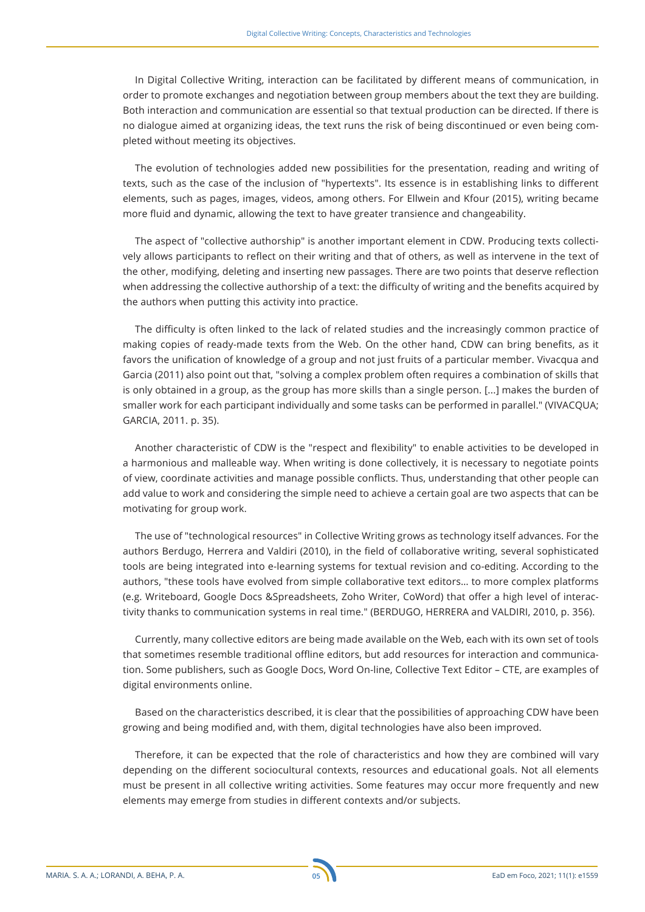In Digital Collective Writing, interaction can be facilitated by different means of communication, in order to promote exchanges and negotiation between group members about the text they are building. Both interaction and communication are essential so that textual production can be directed. If there is no dialogue aimed at organizing ideas, the text runs the risk of being discontinued or even being completed without meeting its objectives.

The evolution of technologies added new possibilities for the presentation, reading and writing of texts, such as the case of the inclusion of "hypertexts". Its essence is in establishing links to different elements, such as pages, images, videos, among others. For Ellwein and Kfour (2015), writing became more fluid and dynamic, allowing the text to have greater transience and changeability.

The aspect of "collective authorship" is another important element in CDW. Producing texts collectively allows participants to reflect on their writing and that of others, as well as intervene in the text of the other, modifying, deleting and inserting new passages. There are two points that deserve reflection when addressing the collective authorship of a text: the difficulty of writing and the benefits acquired by the authors when putting this activity into practice.

The difficulty is often linked to the lack of related studies and the increasingly common practice of making copies of ready-made texts from the Web. On the other hand, CDW can bring benefits, as it favors the unification of knowledge of a group and not just fruits of a particular member. Vivacqua and Garcia (2011) also point out that, "solving a complex problem often requires a combination of skills that is only obtained in a group, as the group has more skills than a single person. [...] makes the burden of smaller work for each participant individually and some tasks can be performed in parallel." (VIVACQUA; GARCIA, 2011. p. 35).

Another characteristic of CDW is the "respect and flexibility" to enable activities to be developed in a harmonious and malleable way. When writing is done collectively, it is necessary to negotiate points of view, coordinate activities and manage possible conflicts. Thus, understanding that other people can add value to work and considering the simple need to achieve a certain goal are two aspects that can be motivating for group work.

The use of "technological resources" in Collective Writing grows as technology itself advances. For the authors Berdugo, Herrera and Valdiri (2010), in the field of collaborative writing, several sophisticated tools are being integrated into e-learning systems for textual revision and co-editing. According to the authors, "these tools have evolved from simple collaborative text editors... to more complex platforms (e.g. Writeboard, Google Docs &Spreadsheets, Zoho Writer, CoWord) that offer a high level of interactivity thanks to communication systems in real time." (BERDUGO, HERRERA and VALDIRI, 2010, p. 356).

Currently, many collective editors are being made available on the Web, each with its own set of tools that sometimes resemble traditional offline editors, but add resources for interaction and communication. Some publishers, such as Google Docs, Word On-line, Collective Text Editor – CTE, are examples of digital environments online.

Based on the characteristics described, it is clear that the possibilities of approaching CDW have been growing and being modified and, with them, digital technologies have also been improved.

Therefore, it can be expected that the role of characteristics and how they are combined will vary depending on the different sociocultural contexts, resources and educational goals. Not all elements must be present in all collective writing activities. Some features may occur more frequently and new elements may emerge from studies in different contexts and/or subjects.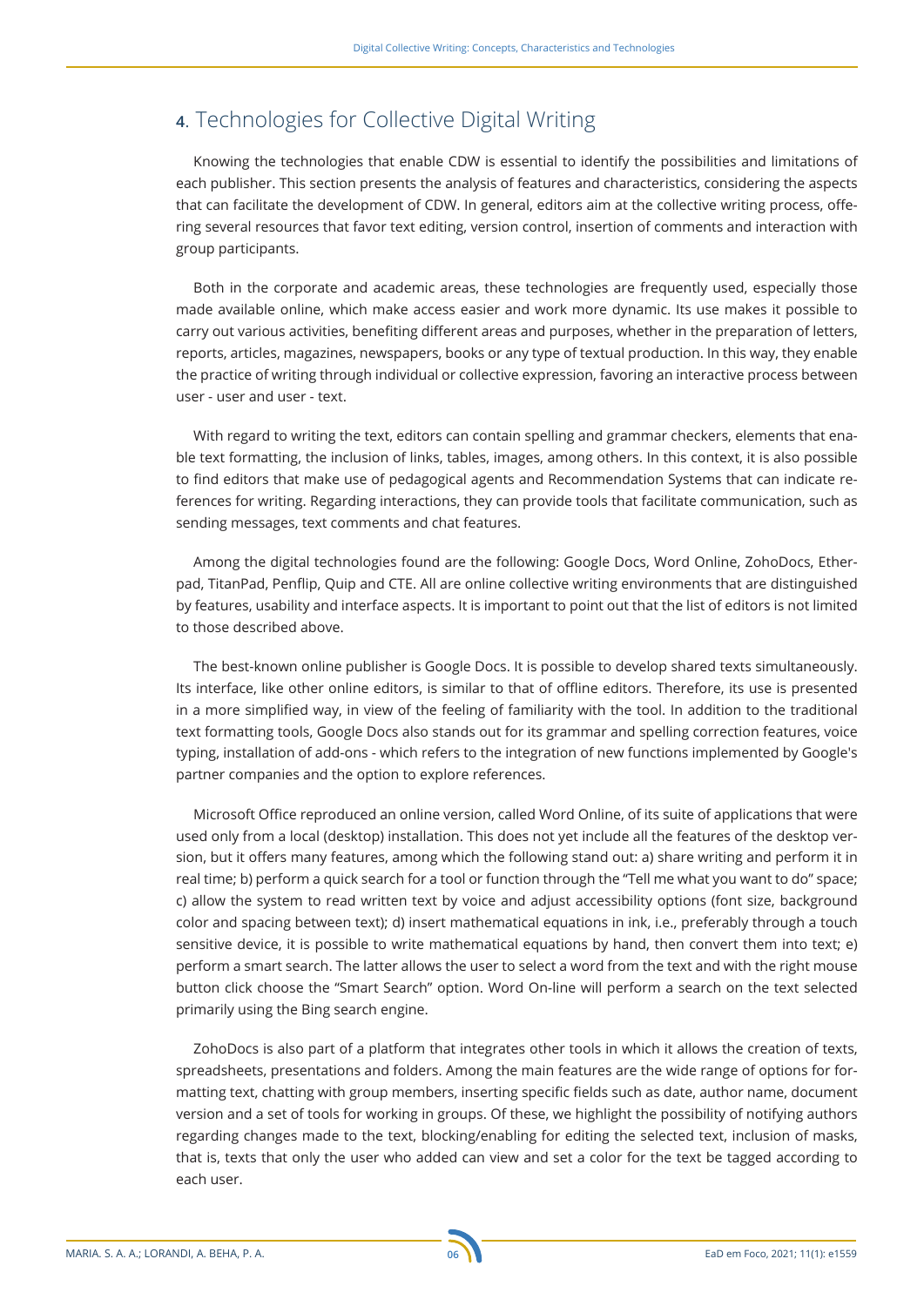## 4. Technologies for Collective Digital Writing

Knowing the technologies that enable CDW is essential to identify the possibilities and limitations of each publisher. This section presents the analysis of features and characteristics, considering the aspects that can facilitate the development of CDW. In general, editors aim at the collective writing process, offering several resources that favor text editing, version control, insertion of comments and interaction with group participants.

Both in the corporate and academic areas, these technologies are frequently used, especially those made available online, which make access easier and work more dynamic. Its use makes it possible to carry out various activities, benefiting different areas and purposes, whether in the preparation of letters, reports, articles, magazines, newspapers, books or any type of textual production. In this way, they enable the practice of writing through individual or collective expression, favoring an interactive process between user - user and user - text.

With regard to writing the text, editors can contain spelling and grammar checkers, elements that enable text formatting, the inclusion of links, tables, images, among others. In this context, it is also possible to find editors that make use of pedagogical agents and Recommendation Systems that can indicate references for writing. Regarding interactions, they can provide tools that facilitate communication, such as sending messages, text comments and chat features.

Among the digital technologies found are the following: Google Docs, Word Online, ZohoDocs, Etherpad, TitanPad, Penflip, Quip and CTE. All are online collective writing environments that are distinguished by features, usability and interface aspects. It is important to point out that the list of editors is not limited to those described above.

The best-known online publisher is Google Docs. It is possible to develop shared texts simultaneously. Its interface, like other online editors, is similar to that of offline editors. Therefore, its use is presented in a more simplified way, in view of the feeling of familiarity with the tool. In addition to the traditional text formatting tools, Google Docs also stands out for its grammar and spelling correction features, voice typing, installation of add-ons - which refers to the integration of new functions implemented by Google's partner companies and the option to explore references.

Microsoft Office reproduced an online version, called Word Online, of its suite of applications that were used only from a local (desktop) installation. This does not yet include all the features of the desktop version, but it offers many features, among which the following stand out: a) share writing and perform it in real time; b) perform a quick search for a tool or function through the "Tell me what you want to do" space; c) allow the system to read written text by voice and adjust accessibility options (font size, background color and spacing between text); d) insert mathematical equations in ink, i.e., preferably through a touch sensitive device, it is possible to write mathematical equations by hand, then convert them into text; e) perform a smart search. The latter allows the user to select a word from the text and with the right mouse button click choose the "Smart Search" option. Word On-line will perform a search on the text selected primarily using the Bing search engine.

ZohoDocs is also part of a platform that integrates other tools in which it allows the creation of texts, spreadsheets, presentations and folders. Among the main features are the wide range of options for formatting text, chatting with group members, inserting specific fields such as date, author name, document version and a set of tools for working in groups. Of these, we highlight the possibility of notifying authors regarding changes made to the text, blocking/enabling for editing the selected text, inclusion of masks, that is, texts that only the user who added can view and set a color for the text be tagged according to each user.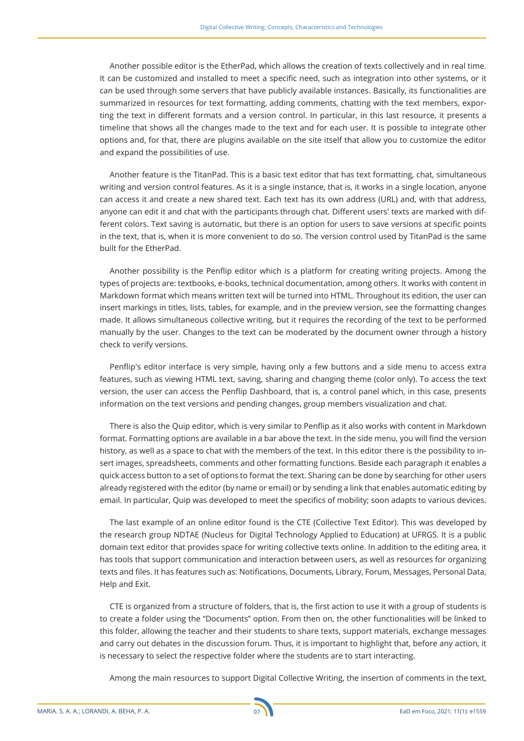Another possible editor is the EtherPad, which allows the creation of texts collectively and in real time. It can be customized and installed to meet a specific need, such as integration into other systems, or it can be used through some servers that have publicly available instances. Basically, its functionalities are summarized in resources for text formatting, adding comments, chatting with the text members, exporting the text in different formats and a version control. In particular, in this last resource, it presents a timeline that shows all the changes made to the text and for each user. It is possible to integrate other options and, for that, there are plugins available on the site itself that allow you to customize the editor and expand the possibilities of use.

Another feature is the TitanPad. This is a basic text editor that has text formatting, chat, simultaneous writing and version control features. As it is a single instance, that is, it works in a single location, anyone can access it and create a new shared text. Each text has its own address (URL) and, with that address, anyone can edit it and chat with the participants through chat. Different users' texts are marked with different colors. Text saving is automatic, but there is an option for users to save versions at specific points in the text, that is, when it is more convenient to do so. The version control used by TitanPad is the same built for the EtherPad.

Another possibility is the Penflip editor which is a platform for creating writing projects. Among the types of projects are: textbooks, e-books, technical documentation, among others. It works with content in Markdown format which means written text will be turned into HTML. Throughout its edition, the user can insert markings in titles, lists, tables, for example, and in the preview version, see the formatting changes made. It allows simultaneous collective writing, but it requires the recording of the text to be performed manually by the user. Changes to the text can be moderated by the document owner through a history check to verify versions.

Penflip's editor interface is very simple, having only a few buttons and a side menu to access extra features, such as viewing HTML text, saving, sharing and changing theme (color only). To access the text version, the user can access the Penflip Dashboard, that is, a control panel which, in this case, presents information on the text versions and pending changes, group members visualization and chat.

There is also the Quip editor, which is very similar to Penflip as it also works with content in Markdown format. Formatting options are available in a bar above the text. In the side menu, you will find the version history, as well as a space to chat with the members of the text. In this editor there is the possibility to insert images, spreadsheets, comments and other formatting functions. Beside each paragraph it enables a quick access button to a set of options to format the text. Sharing can be done by searching for other users already registered with the editor (by name or email) or by sending a link that enables automatic editing by email. In particular, Quip was developed to meet the specifics of mobility; soon adapts to various devices.

The last example of an online editor found is the CTE (Collective Text Editor). This was developed by the research group NDTAE (Nucleus for Digital Technology Applied to Education) at UFRGS. It is a public domain text editor that provides space for writing collective texts online. In addition to the editing area, it has tools that support communication and interaction between users, as well as resources for organizing texts and files. It has features such as: Notifications, Documents, Library, Forum, Messages, Personal Data, Help and Exit.

CTE is organized from a structure of folders, that is, the first action to use it with a group of students is to create a folder using the "Documents" option. From then on, the other functionalities will be linked to this folder, allowing the teacher and their students to share texts, support materials, exchange messages and carry out debates in the discussion forum. Thus, it is important to highlight that, before any action, it is necessary to select the respective folder where the students are to start interacting.

Among the main resources to support Digital Collective Writing, the insertion of comments in the text,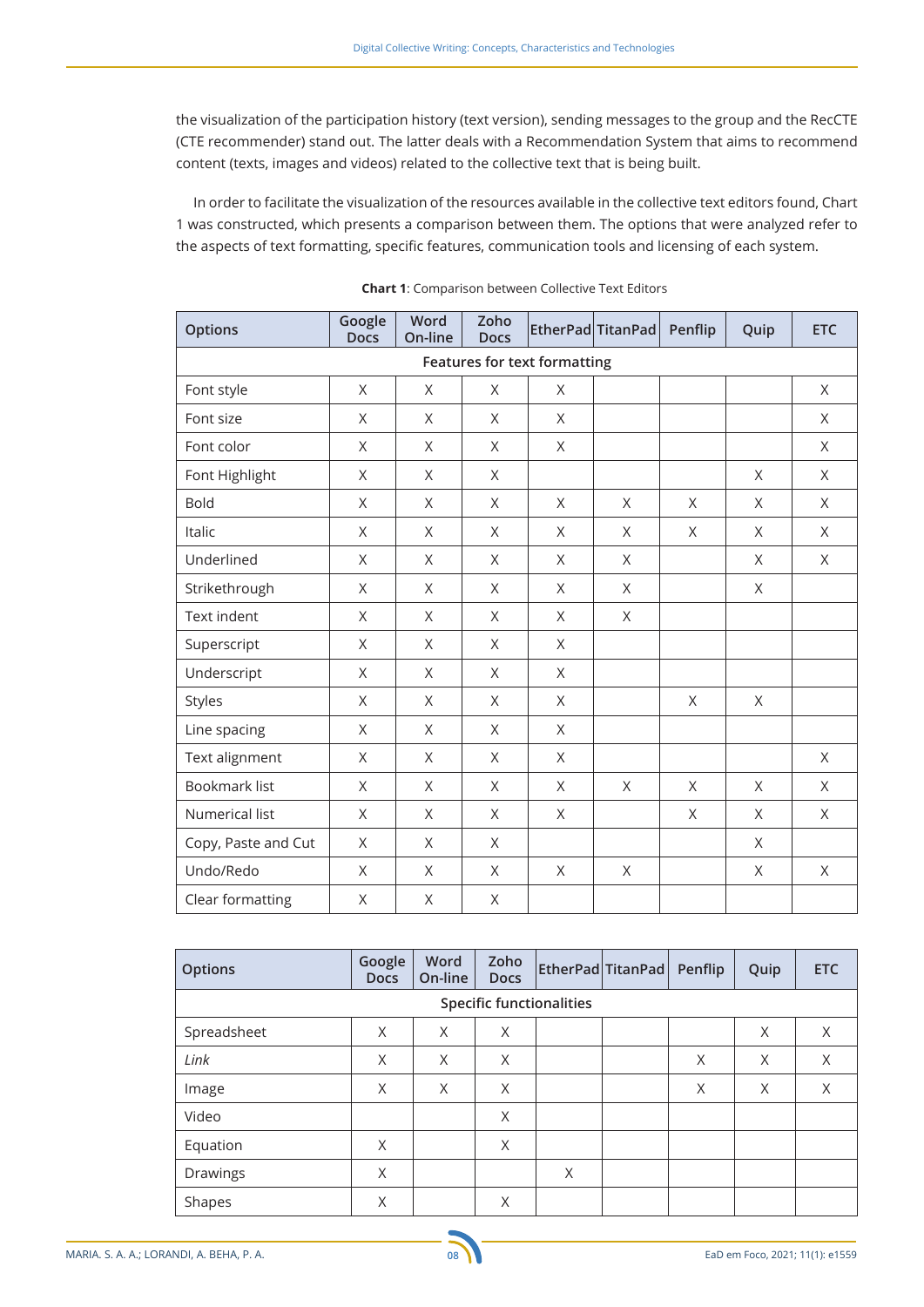the visualization of the participation history (text version), sending messages to the group and the RecCTE (CTE recommender) stand out. The latter deals with a Recommendation System that aims to recommend content (texts, images and videos) related to the collective text that is being built.

In order to facilitate the visualization of the resources available in the collective text editors found, Chart 1 was constructed, which presents a comparison between them. The options that were analyzed refer to the aspects of text formatting, specific features, communication tools and licensing of each system.

**Chart 1**: Comparison between Collective Text Editors

| Options | Google Docs | Word On-line | Zoho Docs | EtherPad | TitanPad | Penflip | Quip | ETC |
|---|---|---|---|---|---|---|---|---|
| **Features for text formatting** | | | | | | | | |
| Font style | X | X | X | X | | | | X |
| Font size | X | X | X | X | | | | X |
| Font color | X | X | X | X | | | | X |
| Font Highlight | X | X | X | | | | X | X |
| Bold | X | X | X | X | X | X | X | X |
| Italic | X | X | X | X | X | X | X | X |
| Underlined | X | X | X | X | X | | X | X |
| Strikethrough | X | X | X | X | X | | X | |
| Text indent | X | X | X | X | X | | | |
| Superscript | X | X | X | X | | | | |
| Underscript | X | X | X | X | | | | |
| Styles | X | X | X | X | | X | X | |
| Line spacing | X | X | X | X | | | | |
| Text alignment | X | X | X | X | | | | X |
| Bookmark list | X | X | X | X | X | X | X | X |
| Numerical list | X | X | X | X | | X | X | X |
| Copy, Paste and Cut | X | X | X | | | | X | |
| Undo/Redo | X | X | X | X | X | | X | X |
| Clear formatting | X | X | X | | | | | |

| Options | Google Docs | Word On-line | Zoho Docs | EtherPad | TitanPad | Penflip | Quip | ETC |
|---|---|---|---|---|---|---|---|---|
| **Specific functionalities** | | | | | | | | |
| Spreadsheet | X | X | X | | | | X | X |
| *Link* | X | X | X | | | X | X | X |
| Image | X | X | X | | | X | X | X |
| Video | | | X | | | | | |
| Equation | X | | X | | | | | |
| Drawings | X | | | X | | | | |
| Shapes | X | | X | | | | | |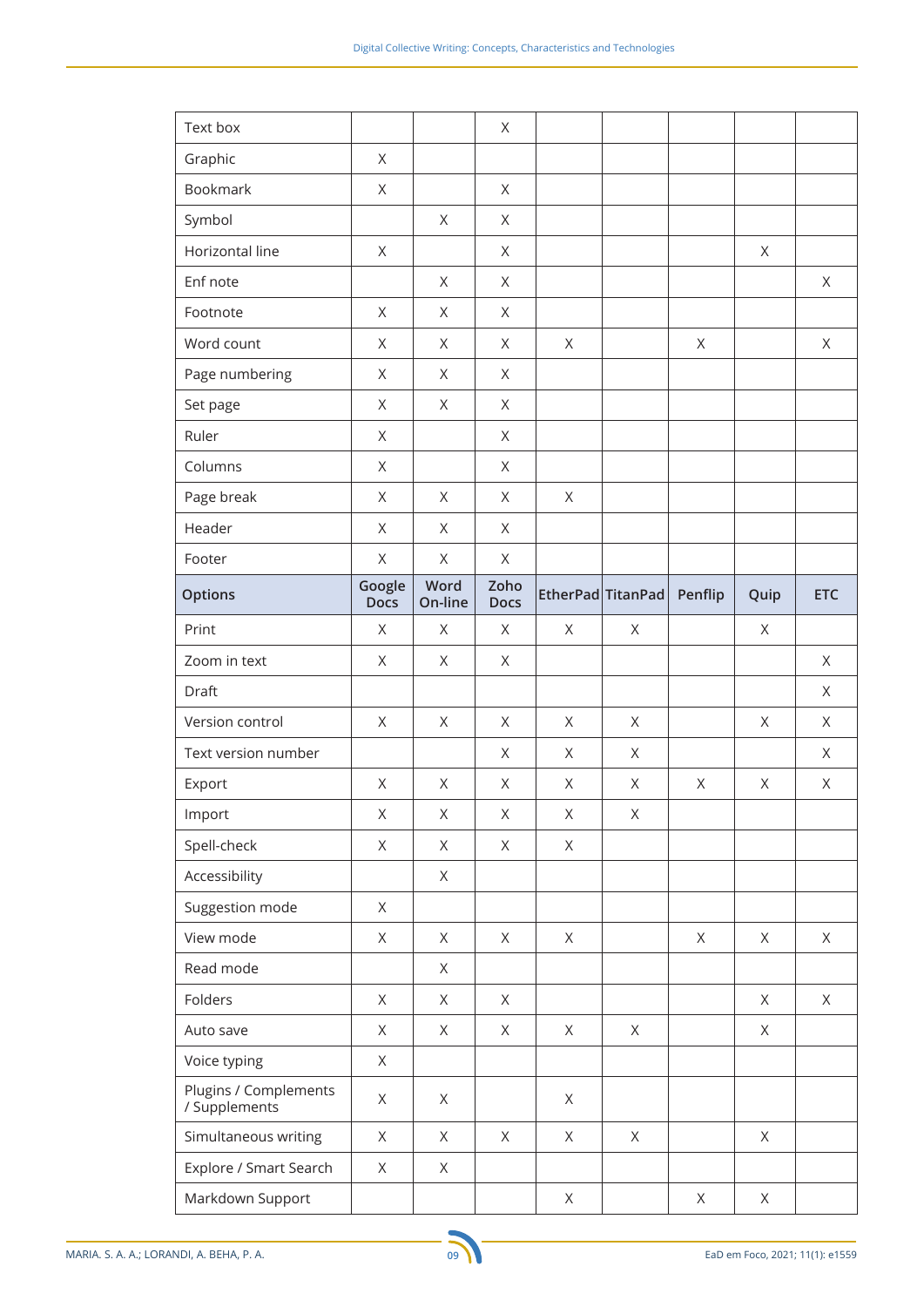| Text box | | | X | | | | | |
|---|---|---|---|---|---|---|---|---|
| Graphic | X | | | | | | | |
| Bookmark | X | | X | | | | | |
| Symbol | | X | X | | | | | |
| Horizontal line | X | | X | | | | X | |
| Enf note | | X | X | | | | | X |
| Footnote | X | X | X | | | | | |
| Word count | X | X | X | X | | X | | X |
| Page numbering | X | X | X | | | | | |
| Set page | X | X | X | | | | | |
| Ruler | X | | X | | | | | |
| Columns | X | | X | | | | | |
| Page break | X | X | X | X | | | | |
| Header | X | X | X | | | | | |
| Footer | X | X | X | | | | | |
| **Options** | **Google Docs** | **Word On-line** | **Zoho Docs** | **EtherPad** | **TitanPad** | **Penflip** | **Quip** | **ETC** |
| Print | X | X | X | X | X | | X | |
| Zoom in text | X | X | X | | | | | X |
| Draft | | | | | | | | X |
| Version control | X | X | X | X | X | | X | X |
| Text version number | | | X | X | X | | | X |
| Export | X | X | X | X | X | X | X | X |
| Import | X | X | X | X | X | | | |
| Spell-check | X | X | X | X | | | | |
| Accessibility | | X | | | | | | |
| Suggestion mode | X | | | | | | | |
| View mode | X | X | X | X | | X | X | X |
| Read mode | | X | | | | | | |
| Folders | X | X | X | | | | X | X |
| Auto save | X | X | X | X | X | | X | |
| Voice typing | X | | | | | | | |
| Plugins / Complements / Supplements | X | X | | X | | | | |
| Simultaneous writing | X | X | X | X | X | | X | |
| Explore / Smart Search | X | X | | | | | | |
| Markdown Support | | | | X | | X | X | |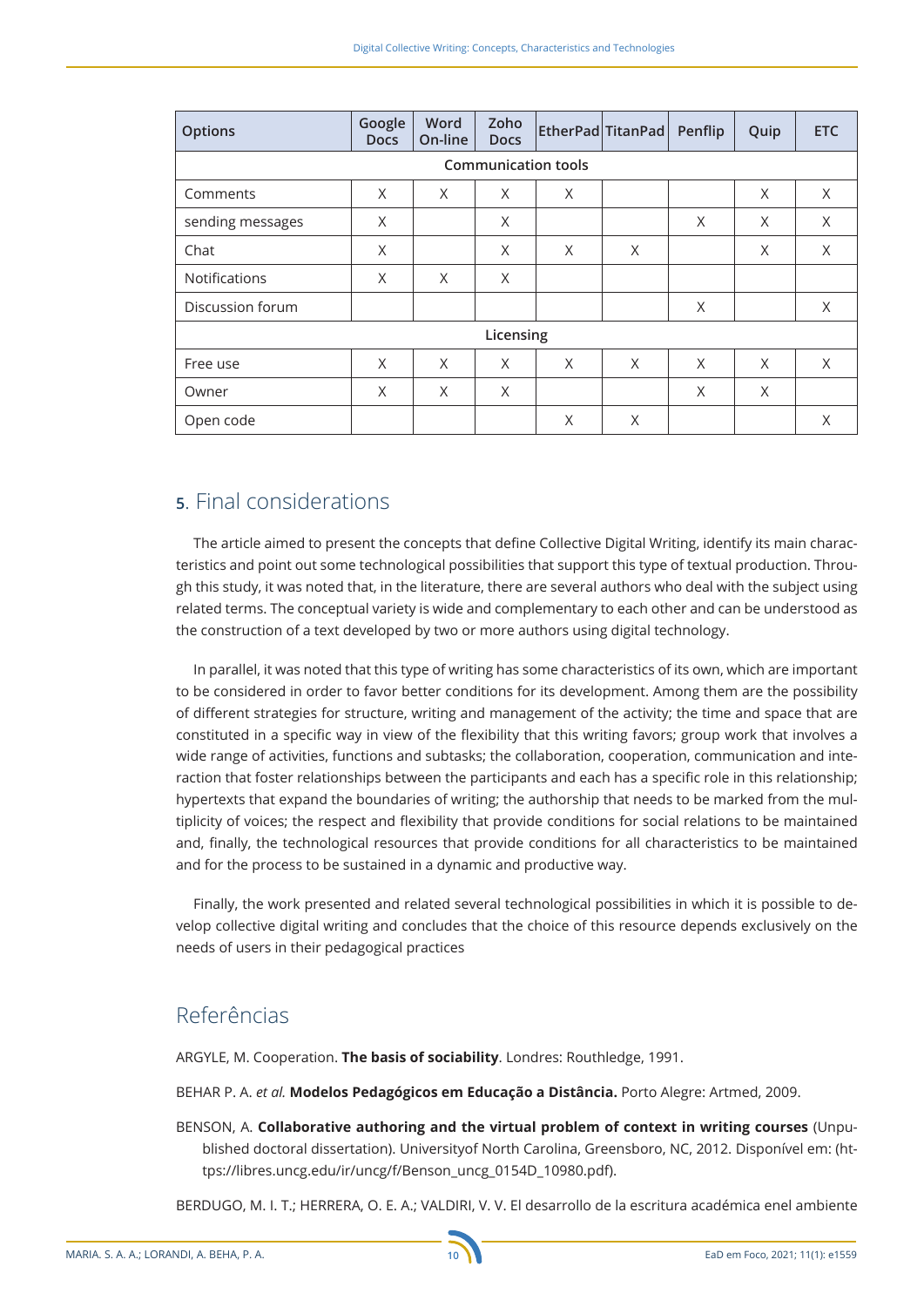| Options | Google Docs | Word On-line | Zoho Docs | EtherPad | TitanPad | Penflip | Quip | ETC |
|---|---|---|---|---|---|---|---|---|
| **Communication tools** | | | | | | | | |
| Comments | X | X | X | X | | | X | X |
| sending messages | X | | X | | | X | X | X |
| Chat | X | | X | X | X | | X | X |
| Notifications | X | X | X | | | | | |
| Discussion forum | | | | | | X | | X |
| **Licensing** | | | | | | | | |
| Free use | X | X | X | X | X | X | X | X |
| Owner | X | X | X | | | X | X | |
| Open code | | | | X | X | | | X |

## 5. Final considerations

The article aimed to present the concepts that define Collective Digital Writing, identify its main characteristics and point out some technological possibilities that support this type of textual production. Through this study, it was noted that, in the literature, there are several authors who deal with the subject using related terms. The conceptual variety is wide and complementary to each other and can be understood as the construction of a text developed by two or more authors using digital technology.

In parallel, it was noted that this type of writing has some characteristics of its own, which are important to be considered in order to favor better conditions for its development. Among them are the possibility of different strategies for structure, writing and management of the activity; the time and space that are constituted in a specific way in view of the flexibility that this writing favors; group work that involves a wide range of activities, functions and subtasks; the collaboration, cooperation, communication and interaction that foster relationships between the participants and each has a specific role in this relationship; hypertexts that expand the boundaries of writing; the authorship that needs to be marked from the multiplicity of voices; the respect and flexibility that provide conditions for social relations to be maintained and, finally, the technological resources that provide conditions for all characteristics to be maintained and for the process to be sustained in a dynamic and productive way.

Finally, the work presented and related several technological possibilities in which it is possible to develop collective digital writing and concludes that the choice of this resource depends exclusively on the needs of users in their pedagogical practices

## Referências

ARGYLE, M. Cooperation. **The basis of sociability**. Londres: Routhledge, 1991.

BEHAR P. A. *et al.* **Modelos Pedagógicos em Educação a Distância.** Porto Alegre: Artmed, 2009.

BENSON, A. **Collaborative authoring and the virtual problem of context in writing courses** (Unpublished doctoral dissertation). Universityof North Carolina, Greensboro, NC, 2012. Disponível em: (https://libres.uncg.edu/ir/uncg/f/Benson_uncg_0154D_10980.pdf).

BERDUGO, M. I. T.; HERRERA, O. E. A.; VALDIRI, V. V. El desarrollo de la escritura académica enel ambiente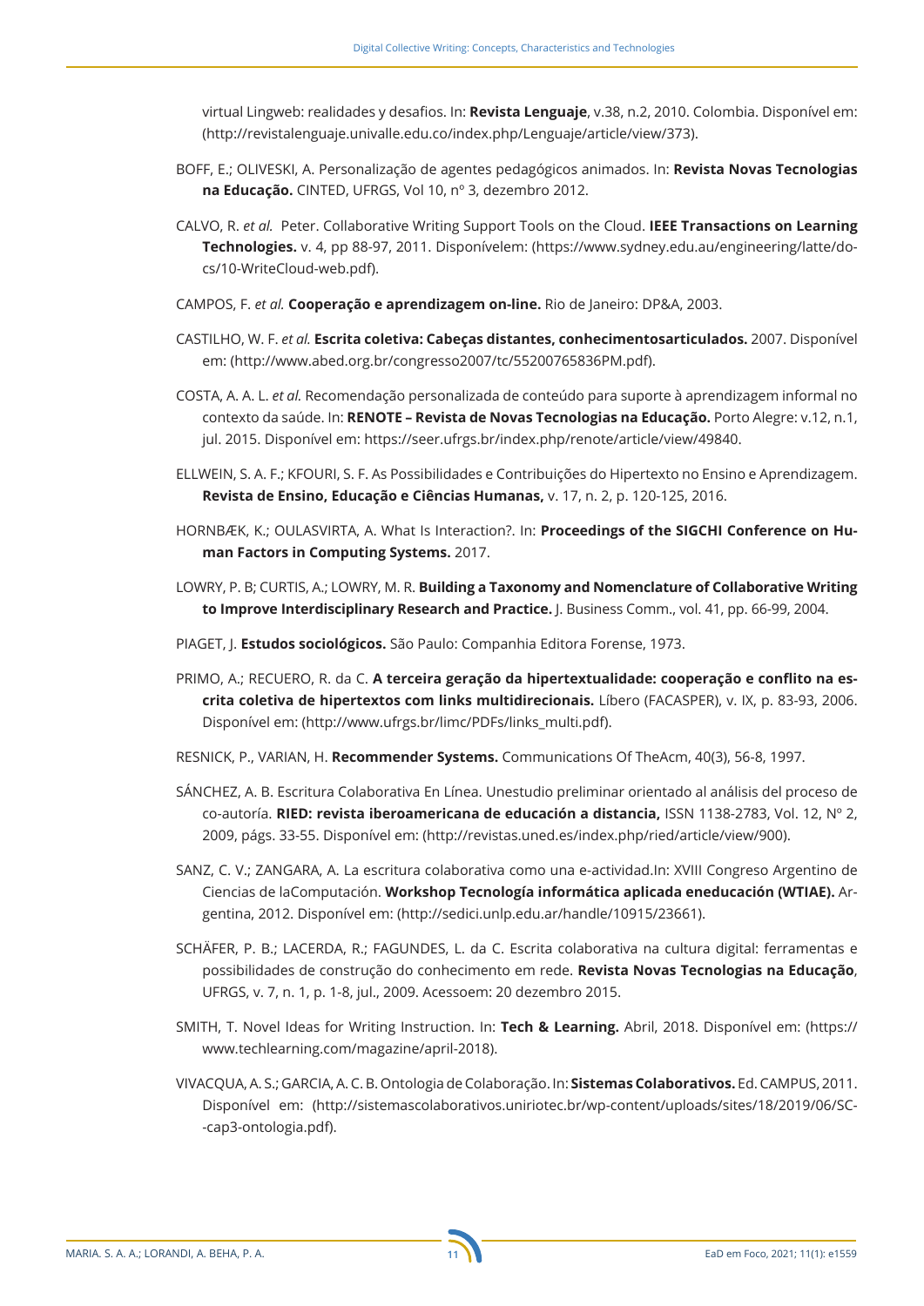virtual Lingweb: realidades y desafios. In: **Revista Lenguaje**, v.38, n.2, 2010. Colombia. Disponível em: (http://revistalenguaje.univalle.edu.co/index.php/Lenguaje/article/view/373).

BOFF, E.; OLIVESKI, A. Personalização de agentes pedagógicos animados. In: **Revista Novas Tecnologias na Educação.** CINTED, UFRGS, Vol 10, nº 3, dezembro 2012.

CALVO, R. *et al.* Peter. Collaborative Writing Support Tools on the Cloud. **IEEE Transactions on Learning Technologies.** v. 4, pp 88-97, 2011. Disponívelem: (https://www.sydney.edu.au/engineering/latte/docs/10-WriteCloud-web.pdf).

CAMPOS, F. *et al.* **Cooperação e aprendizagem on-line.** Rio de Janeiro: DP&A, 2003.

CASTILHO, W. F. *et al.* **Escrita coletiva: Cabeças distantes, conhecimentosarticulados.** 2007. Disponível em: (http://www.abed.org.br/congresso2007/tc/55200765836PM.pdf).

COSTA, A. A. L. *et al.* Recomendação personalizada de conteúdo para suporte à aprendizagem informal no contexto da saúde. In: **RENOTE – Revista de Novas Tecnologias na Educação.** Porto Alegre: v.12, n.1, jul. 2015. Disponível em: https://seer.ufrgs.br/index.php/renote/article/view/49840.

ELLWEIN, S. A. F.; KFOURI, S. F. As Possibilidades e Contribuições do Hipertexto no Ensino e Aprendizagem. **Revista de Ensino, Educação e Ciências Humanas,** v. 17, n. 2, p. 120-125, 2016.

HORNBÆK, K.; OULASVIRTA, A. What Is Interaction?. In: **Proceedings of the SIGCHI Conference on Human Factors in Computing Systems.** 2017.

LOWRY, P. B; CURTIS, A.; LOWRY, M. R. **Building a Taxonomy and Nomenclature of Collaborative Writing to Improve Interdisciplinary Research and Practice.** J. Business Comm., vol. 41, pp. 66-99, 2004.

PIAGET, J. **Estudos sociológicos.** São Paulo: Companhia Editora Forense, 1973.

PRIMO, A.; RECUERO, R. da C. **A terceira geração da hipertextualidade: cooperação e conflito na escrita coletiva de hipertextos com links multidirecionais.** Líbero (FACASPER), v. IX, p. 83-93, 2006. Disponível em: (http://www.ufrgs.br/limc/PDFs/links_multi.pdf).

RESNICK, P., VARIAN, H. **Recommender Systems.** Communications Of TheAcm, 40(3), 56-8, 1997.

SÁNCHEZ, A. B. Escritura Colaborativa En Línea. Unestudio preliminar orientado al análisis del proceso de co-autoría. **RIED: revista iberoamericana de educación a distancia,** ISSN 1138-2783, Vol. 12, Nº 2, 2009, págs. 33-55. Disponível em: (http://revistas.uned.es/index.php/ried/article/view/900).

SANZ, C. V.; ZANGARA, A. La escritura colaborativa como una e-actividad.In: XVIII Congreso Argentino de Ciencias de laComputación. **Workshop Tecnología informática aplicada eneducación (WTIAE).** Argentina, 2012. Disponível em: (http://sedici.unlp.edu.ar/handle/10915/23661).

SCHÄFER, P. B.; LACERDA, R.; FAGUNDES, L. da C. Escrita colaborativa na cultura digital: ferramentas e possibilidades de construção do conhecimento em rede. **Revista Novas Tecnologias na Educação**, UFRGS, v. 7, n. 1, p. 1-8, jul., 2009. Acessoem: 20 dezembro 2015.

SMITH, T. Novel Ideas for Writing Instruction. In: **Tech & Learning.** Abril, 2018. Disponível em: (https://www.techlearning.com/magazine/april-2018).

VIVACQUA, A. S.; GARCIA, A. C. B. Ontologia de Colaboração. In: **Sistemas Colaborativos.** Ed. CAMPUS, 2011. Disponível em: (http://sistemascolaborativos.uniriotec.br/wp-content/uploads/sites/18/2019/06/SC--cap3-ontologia.pdf).